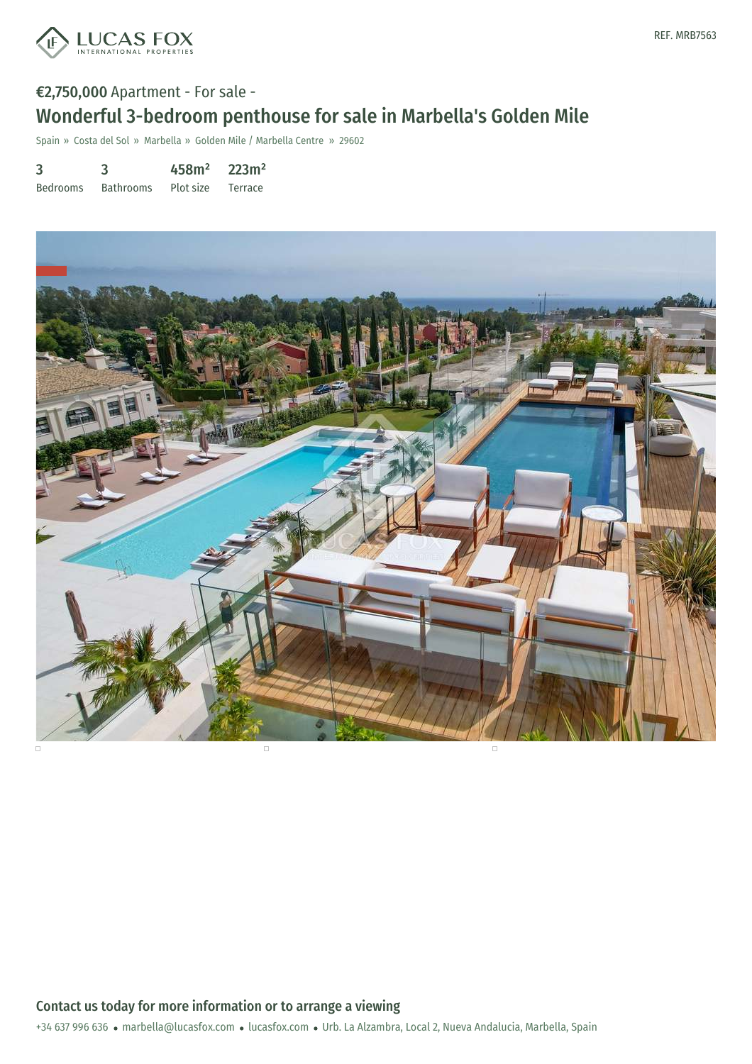**€2,750,000** Apartment - For sale -

# Wonderful 3-bedroom penthouse for sale in Marbella's Golden Mile

Spain » Costa del Sol » Marbella » Golden Mile / Marbella Centre » 29602

| 3 | 3 | 458m² | 223m² |
|---|---|---|---|
| Bedrooms | Bathrooms | Plot size | Terrace |

## Contact us today for more information or to arrange a viewing

+34 637 996 636 • marbella@lucasfox.com • lucasfox.com • Urb. La Alzambra, Local 2, Nueva Andalucia, Marbella, Spain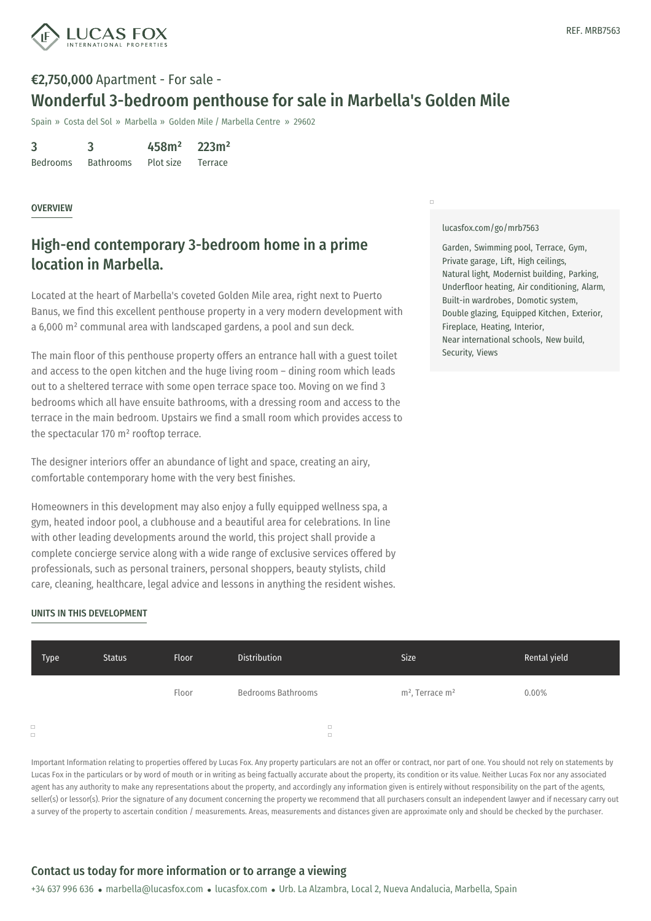REF. MRB7563

**€2,750,000** Apartment - For sale -

# Wonderful 3-bedroom penthouse for sale in Marbella's Golden Mile

Spain » Costa del Sol » Marbella » Golden Mile / Marbella Centre » 29602

| 3 | 3 | 458m² | 223m² |
|---|---|---|---|
| Bedrooms | Bathrooms | Plot size | Terrace |

## OVERVIEW

## High-end contemporary 3-bedroom home in a prime location in Marbella.

Located at the heart of Marbella's coveted Golden Mile area, right next to Puerto Banus, we find this excellent penthouse property in a very modern development with a 6,000 m² communal area with landscaped gardens, a pool and sun deck.

The main floor of this penthouse property offers an entrance hall with a guest toilet and access to the open kitchen and the huge living room – dining room which leads out to a sheltered terrace with some open terrace space too. Moving on we find 3 bedrooms which all have ensuite bathrooms, with a dressing room and access to the terrace in the main bedroom. Upstairs we find a small room which provides access to the spectacular 170 m² rooftop terrace.

The designer interiors offer an abundance of light and space, creating an airy, comfortable contemporary home with the very best finishes.

Homeowners in this development may also enjoy a fully equipped wellness spa, a gym, heated indoor pool, a clubhouse and a beautiful area for celebrations. In line with other leading developments around the world, this project shall provide a complete concierge service along with a wide range of exclusive services offered by professionals, such as personal trainers, personal shoppers, beauty stylists, child care, cleaning, healthcare, legal advice and lessons in anything the resident wishes.

lucasfox.com/go/mrb7563

Garden, Swimming pool, Terrace, Gym, Private garage, Lift, High ceilings, Natural light, Modernist building, Parking, Underfloor heating, Air conditioning, Alarm, Built-in wardrobes, Domotic system, Double glazing, Equipped Kitchen, Exterior, Fireplace, Heating, Interior, Near international schools, New build, Security, Views

## UNITS IN THIS DEVELOPMENT

| Type | Status | Floor | Distribution | Size | Rental yield |
|---|---|---|---|---|---|
| | | Floor | Bedrooms Bathrooms | m², Terrace m² | 0.00% |

Important Information relating to properties offered by Lucas Fox. Any property particulars are not an offer or contract, nor part of one. You should not rely on statements by Lucas Fox in the particulars or by word of mouth or in writing as being factually accurate about the property, its condition or its value. Neither Lucas Fox nor any associated agent has any authority to make any representations about the property, and accordingly any information given is entirely without responsibility on the part of the agents, seller(s) or lessor(s). Prior the signature of any document concerning the property we recommend that all purchasers consult an independent lawyer and if necessary carry out a survey of the property to ascertain condition / measurements. Areas, measurements and distances given are approximate only and should be checked by the purchaser.

## Contact us today for more information or to arrange a viewing

+34 637 996 636 • marbella@lucasfox.com • lucasfox.com • Urb. La Alzambra, Local 2, Nueva Andalucia, Marbella, Spain